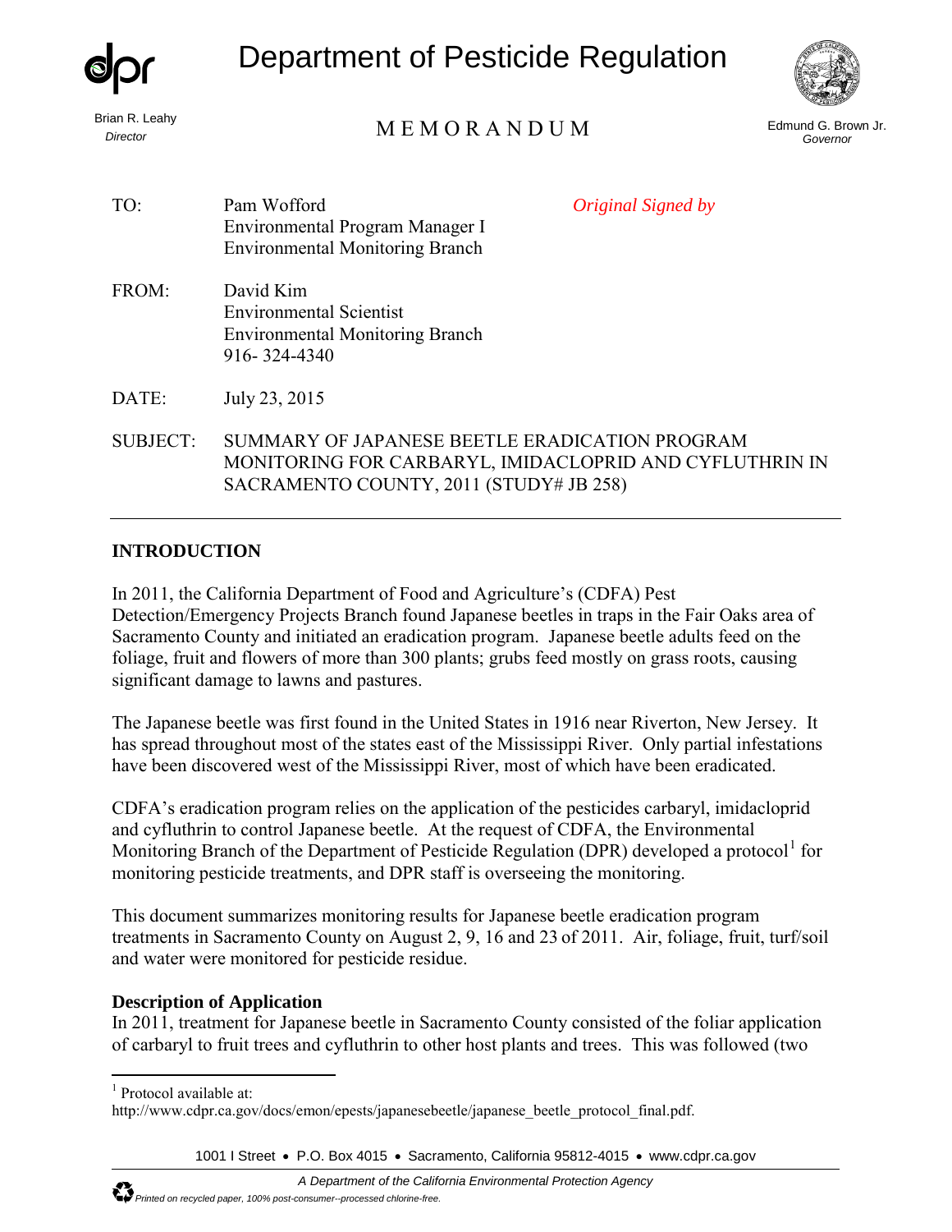# Department of Pesticide Regulation

Brian R. Leahy
*Director*

MEMORANDUM

Edmund G. Brown Jr.
*Governor*

TO: Pam Wofford
Environmental Program Manager I
Environmental Monitoring Branch

*Original Signed by*

FROM: David Kim
Environmental Scientist
Environmental Monitoring Branch
916- 324-4340

DATE: July 23, 2015

SUBJECT: SUMMARY OF JAPANESE BEETLE ERADICATION PROGRAM MONITORING FOR CARBARYL, IMIDACLOPRID AND CYFLUTHRIN IN SACRAMENTO COUNTY, 2011 (STUDY# JB 258)

---

## INTRODUCTION

In 2011, the California Department of Food and Agriculture's (CDFA) Pest Detection/Emergency Projects Branch found Japanese beetles in traps in the Fair Oaks area of Sacramento County and initiated an eradication program. Japanese beetle adults feed on the foliage, fruit and flowers of more than 300 plants; grubs feed mostly on grass roots, causing significant damage to lawns and pastures.

The Japanese beetle was first found in the United States in 1916 near Riverton, New Jersey. It has spread throughout most of the states east of the Mississippi River. Only partial infestations have been discovered west of the Mississippi River, most of which have been eradicated.

CDFA's eradication program relies on the application of the pesticides carbaryl, imidacloprid and cyfluthrin to control Japanese beetle. At the request of CDFA, the Environmental Monitoring Branch of the Department of Pesticide Regulation (DPR) developed a protocol[1] for monitoring pesticide treatments, and DPR staff is overseeing the monitoring.

This document summarizes monitoring results for Japanese beetle eradication program treatments in Sacramento County on August 2, 9, 16 and 23 of 2011. Air, foliage, fruit, turf/soil and water were monitored for pesticide residue.

### Description of Application

In 2011, treatment for Japanese beetle in Sacramento County consisted of the foliar application of carbaryl to fruit trees and cyfluthrin to other host plants and trees. This was followed (two

---

[1] Protocol available at:
http://www.cdpr.ca.gov/docs/emon/epests/japanesebeetle/japanese_beetle_protocol_final.pdf.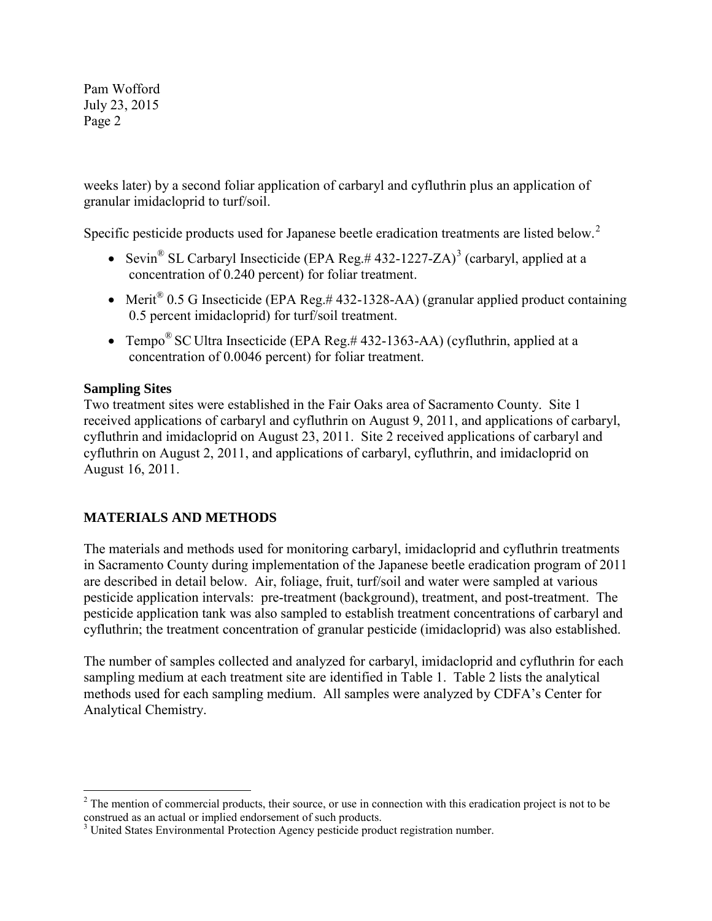weeks later) by a second foliar application of carbaryl and cyfluthrin plus an application of granular imidacloprid to turf/soil.

Specific pesticide products used for Japanese beetle eradication treatments are listed below.[2]

- Sevin® SL Carbaryl Insecticide (EPA Reg.# 432-1227-ZA)[3] (carbaryl, applied at a concentration of 0.240 percent) for foliar treatment.
- Merit® 0.5 G Insecticide (EPA Reg.# 432-1328-AA) (granular applied product containing 0.5 percent imidacloprid) for turf/soil treatment.
- Tempo® SC Ultra Insecticide (EPA Reg.# 432-1363-AA) (cyfluthrin, applied at a concentration of 0.0046 percent) for foliar treatment.

**Sampling Sites**

Two treatment sites were established in the Fair Oaks area of Sacramento County. Site 1 received applications of carbaryl and cyfluthrin on August 9, 2011, and applications of carbaryl, cyfluthrin and imidacloprid on August 23, 2011. Site 2 received applications of carbaryl and cyfluthrin on August 2, 2011, and applications of carbaryl, cyfluthrin, and imidacloprid on August 16, 2011.

## MATERIALS AND METHODS

The materials and methods used for monitoring carbaryl, imidacloprid and cyfluthrin treatments in Sacramento County during implementation of the Japanese beetle eradication program of 2011 are described in detail below. Air, foliage, fruit, turf/soil and water were sampled at various pesticide application intervals: pre-treatment (background), treatment, and post-treatment. The pesticide application tank was also sampled to establish treatment concentrations of carbaryl and cyfluthrin; the treatment concentration of granular pesticide (imidacloprid) was also established.

The number of samples collected and analyzed for carbaryl, imidacloprid and cyfluthrin for each sampling medium at each treatment site are identified in Table 1. Table 2 lists the analytical methods used for each sampling medium. All samples were analyzed by CDFA's Center for Analytical Chemistry.

---

[2] The mention of commercial products, their source, or use in connection with this eradication project is not to be construed as an actual or implied endorsement of such products.

[3] United States Environmental Protection Agency pesticide product registration number.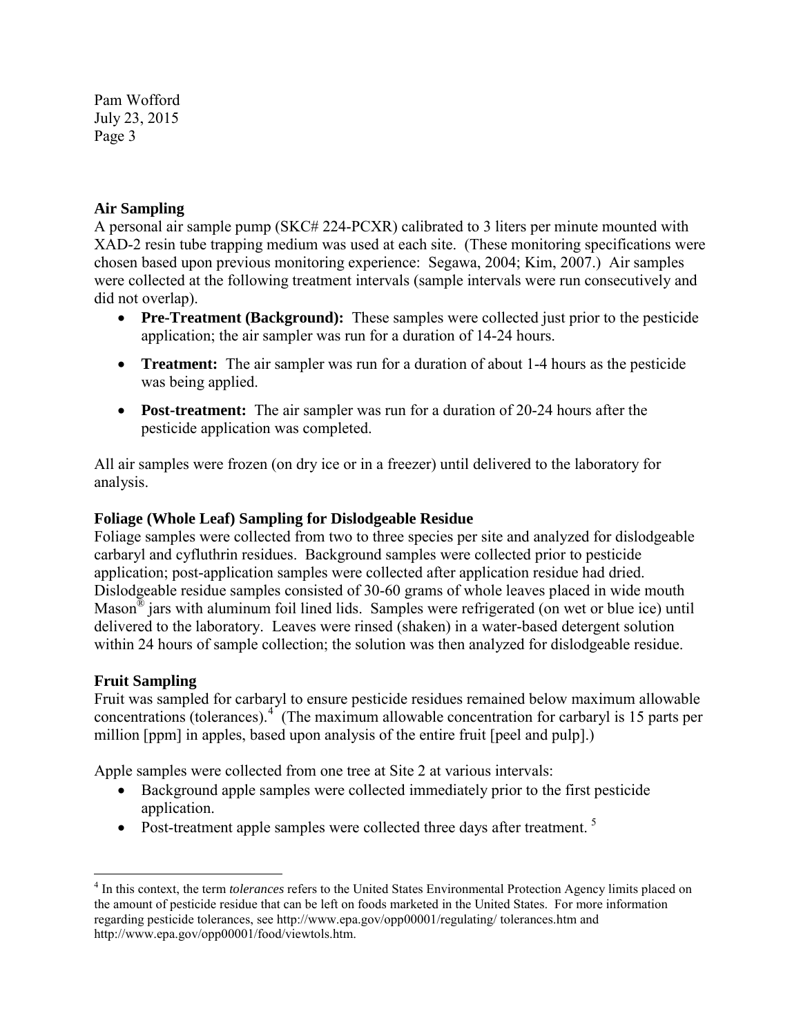## Air Sampling

A personal air sample pump (SKC# 224-PCXR) calibrated to 3 liters per minute mounted with XAD-2 resin tube trapping medium was used at each site. (These monitoring specifications were chosen based upon previous monitoring experience: Segawa, 2004; Kim, 2007.) Air samples were collected at the following treatment intervals (sample intervals were run consecutively and did not overlap).

- **Pre-Treatment (Background):** These samples were collected just prior to the pesticide application; the air sampler was run for a duration of 14-24 hours.
- **Treatment:** The air sampler was run for a duration of about 1-4 hours as the pesticide was being applied.
- **Post-treatment:** The air sampler was run for a duration of 20-24 hours after the pesticide application was completed.

All air samples were frozen (on dry ice or in a freezer) until delivered to the laboratory for analysis.

## Foliage (Whole Leaf) Sampling for Dislodgeable Residue

Foliage samples were collected from two to three species per site and analyzed for dislodgeable carbaryl and cyfluthrin residues. Background samples were collected prior to pesticide application; post-application samples were collected after application residue had dried. Dislodgeable residue samples consisted of 30-60 grams of whole leaves placed in wide mouth Mason® jars with aluminum foil lined lids. Samples were refrigerated (on wet or blue ice) until delivered to the laboratory. Leaves were rinsed (shaken) in a water-based detergent solution within 24 hours of sample collection; the solution was then analyzed for dislodgeable residue.

## Fruit Sampling

Fruit was sampled for carbaryl to ensure pesticide residues remained below maximum allowable concentrations (tolerances).[4] (The maximum allowable concentration for carbaryl is 15 parts per million [ppm] in apples, based upon analysis of the entire fruit [peel and pulp].)

Apple samples were collected from one tree at Site 2 at various intervals:

- Background apple samples were collected immediately prior to the first pesticide application.
- Post-treatment apple samples were collected three days after treatment.[5]

---

[4] In this context, the term *tolerances* refers to the United States Environmental Protection Agency limits placed on the amount of pesticide residue that can be left on foods marketed in the United States. For more information regarding pesticide tolerances, see http://www.epa.gov/opp00001/regulating/ tolerances.htm and http://www.epa.gov/opp00001/food/viewtols.htm.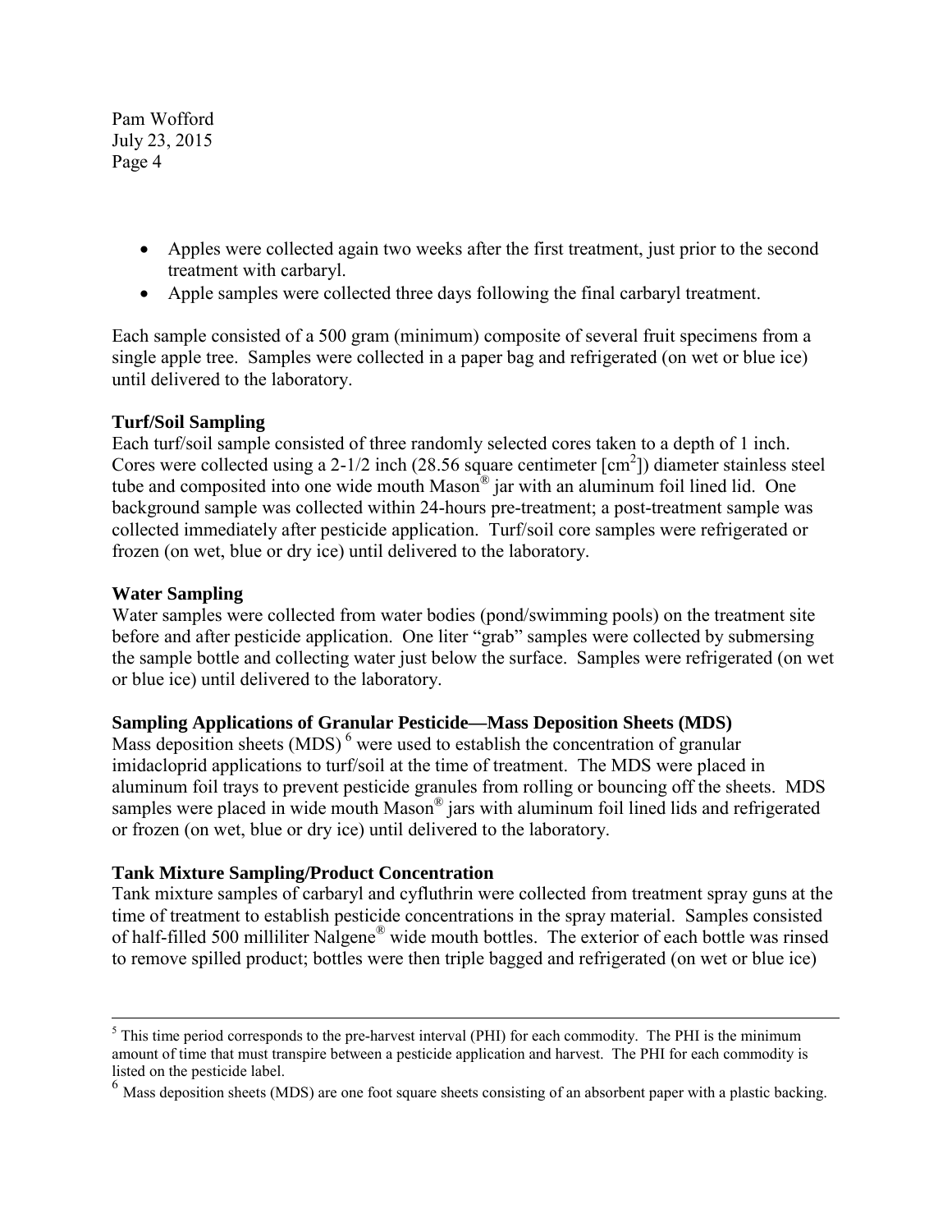- Apples were collected again two weeks after the first treatment, just prior to the second treatment with carbaryl.
- Apple samples were collected three days following the final carbaryl treatment.

Each sample consisted of a 500 gram (minimum) composite of several fruit specimens from a single apple tree. Samples were collected in a paper bag and refrigerated (on wet or blue ice) until delivered to the laboratory.

**Turf/Soil Sampling**

Each turf/soil sample consisted of three randomly selected cores taken to a depth of 1 inch. Cores were collected using a 2-1/2 inch (28.56 square centimeter [$cm^2$]) diameter stainless steel tube and composited into one wide mouth Mason® jar with an aluminum foil lined lid. One background sample was collected within 24-hours pre-treatment; a post-treatment sample was collected immediately after pesticide application. Turf/soil core samples were refrigerated or frozen (on wet, blue or dry ice) until delivered to the laboratory.

**Water Sampling**

Water samples were collected from water bodies (pond/swimming pools) on the treatment site before and after pesticide application. One liter "grab" samples were collected by submersing the sample bottle and collecting water just below the surface. Samples were refrigerated (on wet or blue ice) until delivered to the laboratory.

**Sampling Applications of Granular Pesticide—Mass Deposition Sheets (MDS)**

Mass deposition sheets (MDS) [6] were used to establish the concentration of granular imidacloprid applications to turf/soil at the time of treatment. The MDS were placed in aluminum foil trays to prevent pesticide granules from rolling or bouncing off the sheets. MDS samples were placed in wide mouth Mason® jars with aluminum foil lined lids and refrigerated or frozen (on wet, blue or dry ice) until delivered to the laboratory.

**Tank Mixture Sampling/Product Concentration**

Tank mixture samples of carbaryl and cyfluthrin were collected from treatment spray guns at the time of treatment to establish pesticide concentrations in the spray material. Samples consisted of half-filled 500 milliliter Nalgene® wide mouth bottles. The exterior of each bottle was rinsed to remove spilled product; bottles were then triple bagged and refrigerated (on wet or blue ice)

---

[5] This time period corresponds to the pre-harvest interval (PHI) for each commodity. The PHI is the minimum amount of time that must transpire between a pesticide application and harvest. The PHI for each commodity is listed on the pesticide label.

[6] Mass deposition sheets (MDS) are one foot square sheets consisting of an absorbent paper with a plastic backing.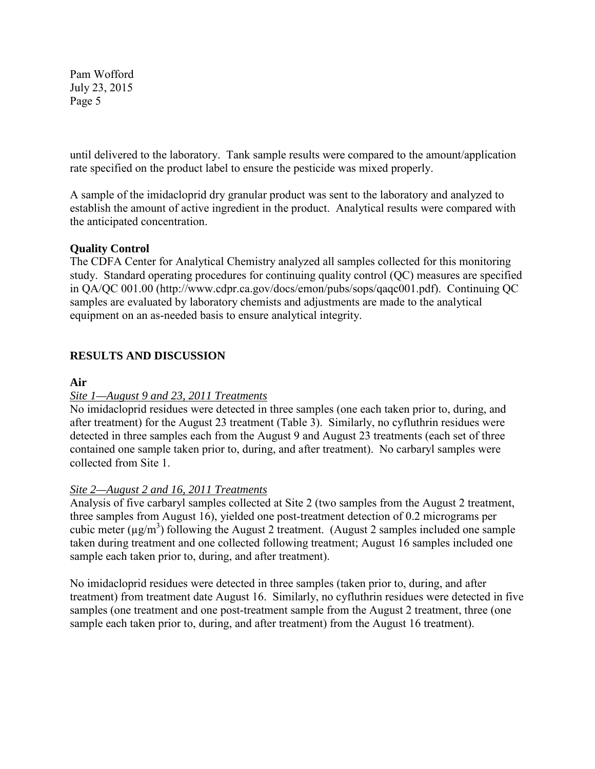until delivered to the laboratory. Tank sample results were compared to the amount/application rate specified on the product label to ensure the pesticide was mixed properly.

A sample of the imidacloprid dry granular product was sent to the laboratory and analyzed to establish the amount of active ingredient in the product. Analytical results were compared with the anticipated concentration.

**Quality Control**

The CDFA Center for Analytical Chemistry analyzed all samples collected for this monitoring study. Standard operating procedures for continuing quality control (QC) measures are specified in QA/QC 001.00 (http://www.cdpr.ca.gov/docs/emon/pubs/sops/qaqc001.pdf). Continuing QC samples are evaluated by laboratory chemists and adjustments are made to the analytical equipment on an as-needed basis to ensure analytical integrity.

## RESULTS AND DISCUSSION

**Air**

*Site 1—August 9 and 23, 2011 Treatments*

No imidacloprid residues were detected in three samples (one each taken prior to, during, and after treatment) for the August 23 treatment (Table 3). Similarly, no cyfluthrin residues were detected in three samples each from the August 9 and August 23 treatments (each set of three contained one sample taken prior to, during, and after treatment). No carbaryl samples were collected from Site 1.

*Site 2—August 2 and 16, 2011 Treatments*

Analysis of five carbaryl samples collected at Site 2 (two samples from the August 2 treatment, three samples from August 16), yielded one post-treatment detection of 0.2 micrograms per cubic meter ($\mu g/m^3$) following the August 2 treatment. (August 2 samples included one sample taken during treatment and one collected following treatment; August 16 samples included one sample each taken prior to, during, and after treatment).

No imidacloprid residues were detected in three samples (taken prior to, during, and after treatment) from treatment date August 16. Similarly, no cyfluthrin residues were detected in five samples (one treatment and one post-treatment sample from the August 2 treatment, three (one sample each taken prior to, during, and after treatment) from the August 16 treatment).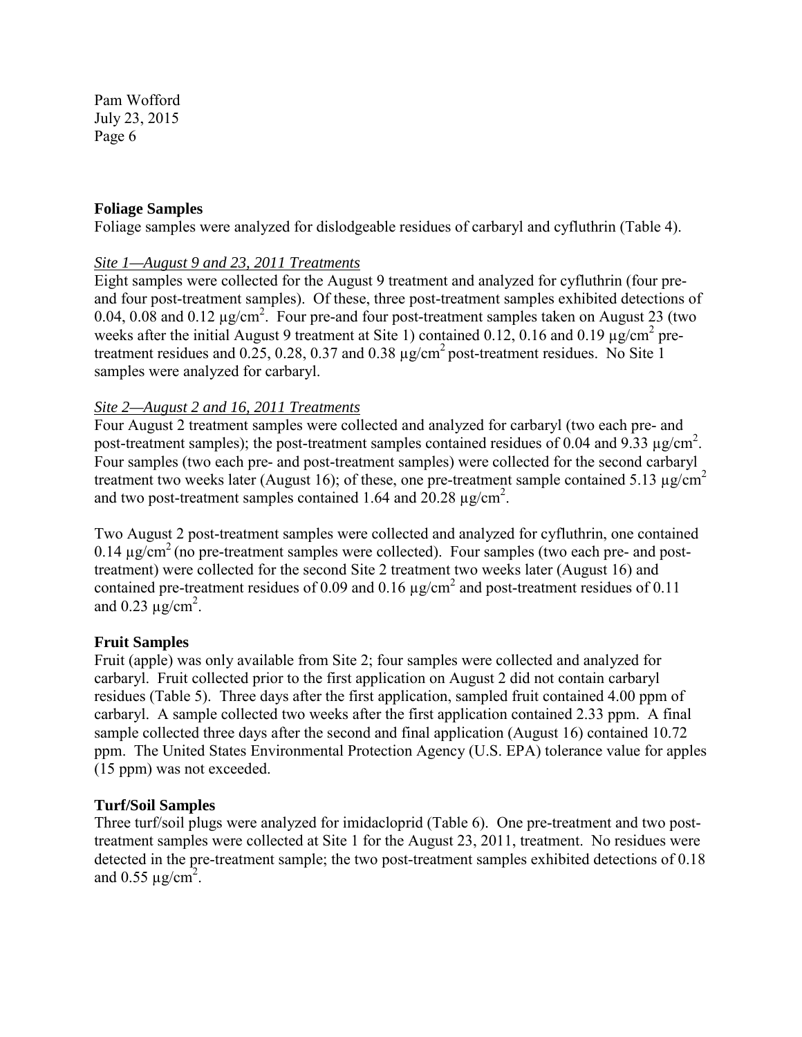Pam Wofford
July 23, 2015

**Foliage Samples**

Foliage samples were analyzed for dislodgeable residues of carbaryl and cyfluthrin (Table 4).

*Site 1—August 9 and 23, 2011 Treatments*

Eight samples were collected for the August 9 treatment and analyzed for cyfluthrin (four pre- and four post-treatment samples). Of these, three post-treatment samples exhibited detections of 0.04, 0.08 and 0.12 µg/cm$^2$. Four pre-and four post-treatment samples taken on August 23 (two weeks after the initial August 9 treatment at Site 1) contained 0.12, 0.16 and 0.19 µg/cm$^2$ pre-treatment residues and 0.25, 0.28, 0.37 and 0.38 µg/cm$^2$ post-treatment residues. No Site 1 samples were analyzed for carbaryl.

*Site 2—August 2 and 16, 2011 Treatments*

Four August 2 treatment samples were collected and analyzed for carbaryl (two each pre- and post-treatment samples); the post-treatment samples contained residues of 0.04 and 9.33 µg/cm$^2$. Four samples (two each pre- and post-treatment samples) were collected for the second carbaryl treatment two weeks later (August 16); of these, one pre-treatment sample contained 5.13 µg/cm$^2$ and two post-treatment samples contained 1.64 and 20.28 µg/cm$^2$.

Two August 2 post-treatment samples were collected and analyzed for cyfluthrin, one contained 0.14 µg/cm$^2$ (no pre-treatment samples were collected). Four samples (two each pre- and post-treatment) were collected for the second Site 2 treatment two weeks later (August 16) and contained pre-treatment residues of 0.09 and 0.16 µg/cm$^2$ and post-treatment residues of 0.11 and 0.23 µg/cm$^2$.

**Fruit Samples**

Fruit (apple) was only available from Site 2; four samples were collected and analyzed for carbaryl. Fruit collected prior to the first application on August 2 did not contain carbaryl residues (Table 5). Three days after the first application, sampled fruit contained 4.00 ppm of carbaryl. A sample collected two weeks after the first application contained 2.33 ppm. A final sample collected three days after the second and final application (August 16) contained 10.72 ppm. The United States Environmental Protection Agency (U.S. EPA) tolerance value for apples (15 ppm) was not exceeded.

**Turf/Soil Samples**

Three turf/soil plugs were analyzed for imidacloprid (Table 6). One pre-treatment and two post-treatment samples were collected at Site 1 for the August 23, 2011, treatment. No residues were detected in the pre-treatment sample; the two post-treatment samples exhibited detections of 0.18 and 0.55 µg/cm$^2$.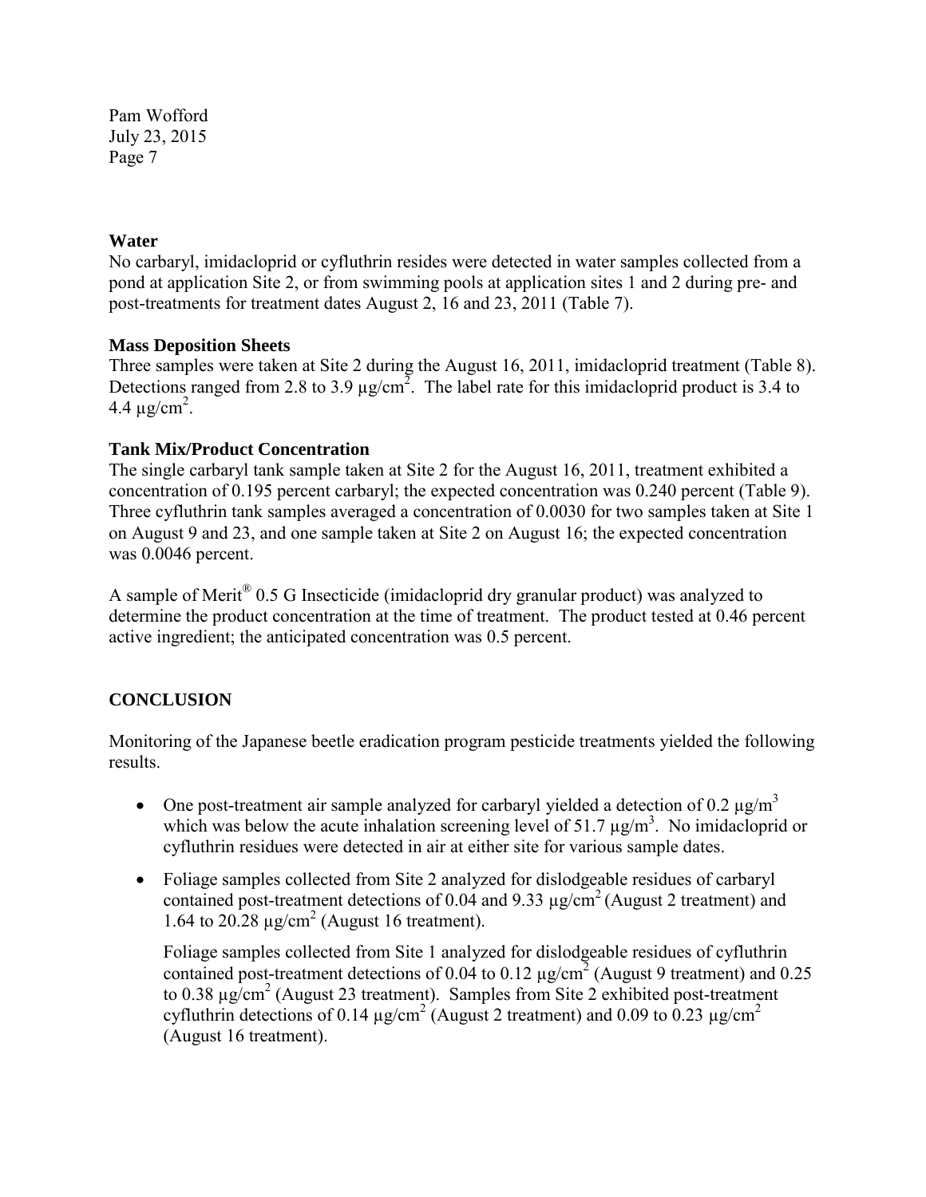**Water**

No carbaryl, imidacloprid or cyfluthrin resides were detected in water samples collected from a pond at application Site 2, or from swimming pools at application sites 1 and 2 during pre- and post-treatments for treatment dates August 2, 16 and 23, 2011 (Table 7).

**Mass Deposition Sheets**

Three samples were taken at Site 2 during the August 16, 2011, imidacloprid treatment (Table 8). Detections ranged from 2.8 to 3.9 $\mu g/cm^2$. The label rate for this imidacloprid product is 3.4 to 4.4 $\mu g/cm^2$.

**Tank Mix/Product Concentration**

The single carbaryl tank sample taken at Site 2 for the August 16, 2011, treatment exhibited a concentration of 0.195 percent carbaryl; the expected concentration was 0.240 percent (Table 9). Three cyfluthrin tank samples averaged a concentration of 0.0030 for two samples taken at Site 1 on August 9 and 23, and one sample taken at Site 2 on August 16; the expected concentration was 0.0046 percent.

A sample of Merit® 0.5 G Insecticide (imidacloprid dry granular product) was analyzed to determine the product concentration at the time of treatment. The product tested at 0.46 percent active ingredient; the anticipated concentration was 0.5 percent.

## CONCLUSION

Monitoring of the Japanese beetle eradication program pesticide treatments yielded the following results.

- One post-treatment air sample analyzed for carbaryl yielded a detection of 0.2 $\mu g/m^3$ which was below the acute inhalation screening level of 51.7 $\mu g/m^3$. No imidacloprid or cyfluthrin residues were detected in air at either site for various sample dates.

- Foliage samples collected from Site 2 analyzed for dislodgeable residues of carbaryl contained post-treatment detections of 0.04 and 9.33 $\mu g/cm^2$ (August 2 treatment) and 1.64 to 20.28 $\mu g/cm^2$ (August 16 treatment).

  Foliage samples collected from Site 1 analyzed for dislodgeable residues of cyfluthrin contained post-treatment detections of 0.04 to 0.12 $\mu g/cm^2$ (August 9 treatment) and 0.25 to 0.38 $\mu g/cm^2$ (August 23 treatment). Samples from Site 2 exhibited post-treatment cyfluthrin detections of 0.14 $\mu g/cm^2$ (August 2 treatment) and 0.09 to 0.23 $\mu g/cm^2$ (August 16 treatment).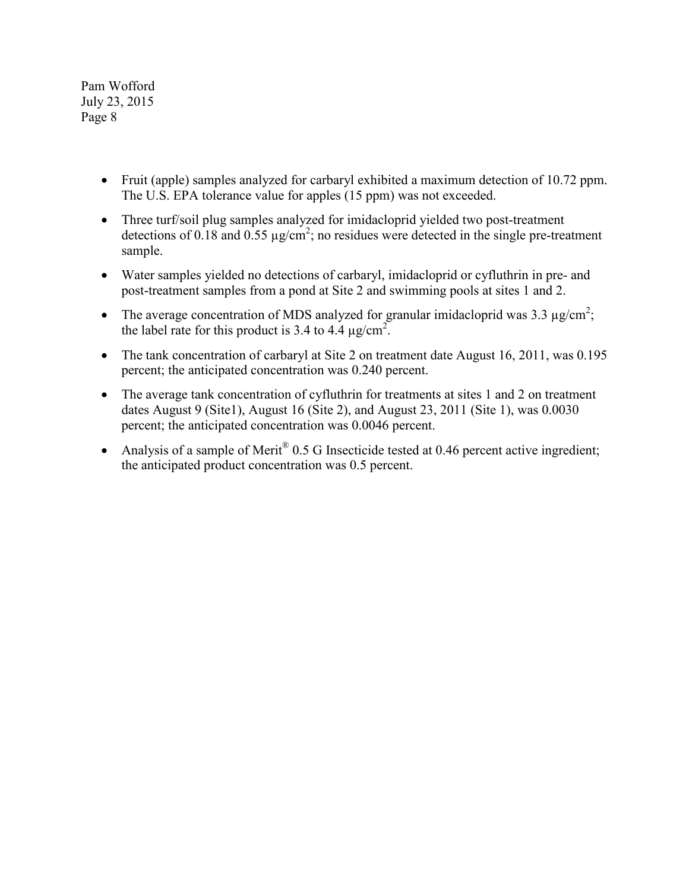- Fruit (apple) samples analyzed for carbaryl exhibited a maximum detection of 10.72 ppm. The U.S. EPA tolerance value for apples (15 ppm) was not exceeded.
- Three turf/soil plug samples analyzed for imidacloprid yielded two post-treatment detections of 0.18 and 0.55 $\mu g/cm^2$; no residues were detected in the single pre-treatment sample.
- Water samples yielded no detections of carbaryl, imidacloprid or cyfluthrin in pre- and post-treatment samples from a pond at Site 2 and swimming pools at sites 1 and 2.
- The average concentration of MDS analyzed for granular imidacloprid was 3.3 $\mu g/cm^2$; the label rate for this product is 3.4 to 4.4 $\mu g/cm^2$.
- The tank concentration of carbaryl at Site 2 on treatment date August 16, 2011, was 0.195 percent; the anticipated concentration was 0.240 percent.
- The average tank concentration of cyfluthrin for treatments at sites 1 and 2 on treatment dates August 9 (Site1), August 16 (Site 2), and August 23, 2011 (Site 1), was 0.0030 percent; the anticipated concentration was 0.0046 percent.
- Analysis of a sample of Merit® 0.5 G Insecticide tested at 0.46 percent active ingredient; the anticipated product concentration was 0.5 percent.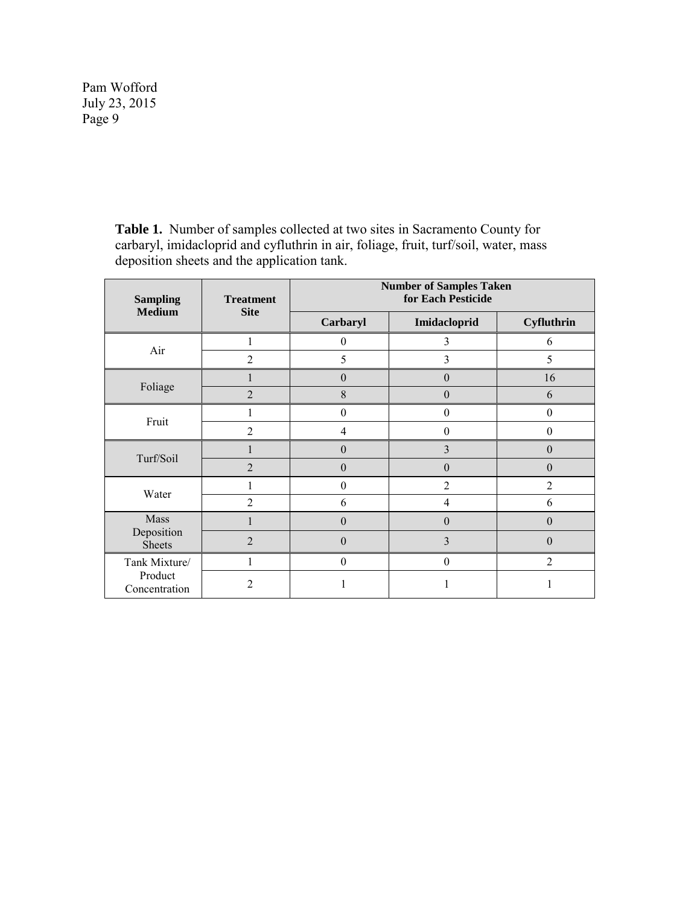**Table 1.** Number of samples collected at two sites in Sacramento County for carbaryl, imidacloprid and cyfluthrin in air, foliage, fruit, turf/soil, water, mass deposition sheets and the application tank.

| Sampling Medium | Treatment Site | Number of Samples Taken for Each Pesticide | | |
|---|---|---|---|---|
| | | Carbaryl | Imidacloprid | Cyfluthrin |
| Air | 1 | 0 | 3 | 6 |
| | 2 | 5 | 3 | 5 |
| Foliage | 1 | 0 | 0 | 16 |
| | 2 | 8 | 0 | 6 |
| Fruit | 1 | 0 | 0 | 0 |
| | 2 | 4 | 0 | 0 |
| Turf/Soil | 1 | 0 | 3 | 0 |
| | 2 | 0 | 0 | 0 |
| Water | 1 | 0 | 2 | 2 |
| | 2 | 6 | 4 | 6 |
| Mass Deposition Sheets | 1 | 0 | 0 | 0 |
| | 2 | 0 | 3 | 0 |
| Tank Mixture/ Product Concentration | 1 | 0 | 0 | 2 |
| | 2 | 1 | 1 | 1 |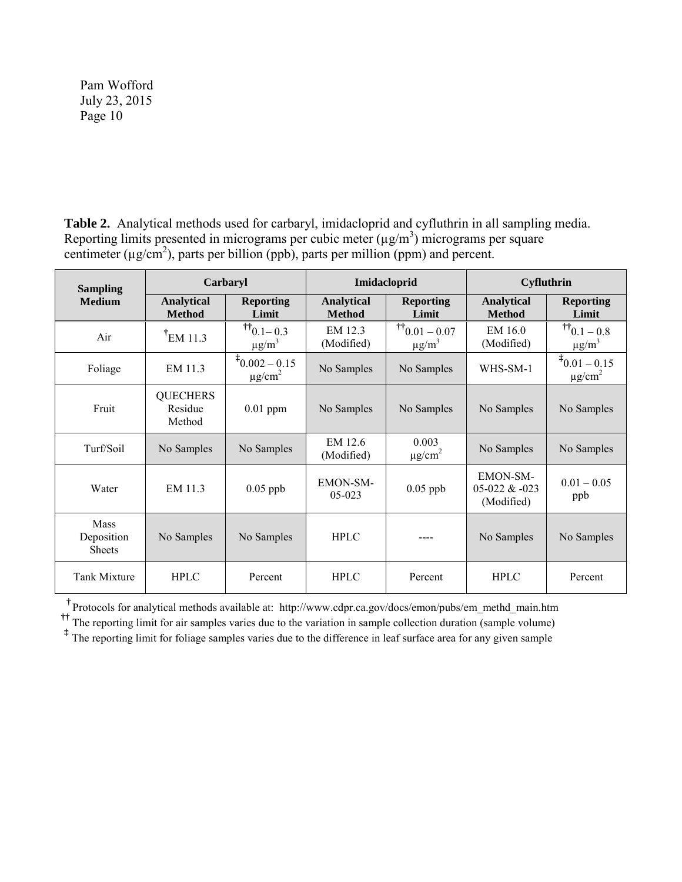**Table 2.** Analytical methods used for carbaryl, imidacloprid and cyfluthrin in all sampling media. Reporting limits presented in micrograms per cubic meter ($\mu g/m^3$) micrograms per square centimeter ($\mu g/cm^2$), parts per billion (ppb), parts per million (ppm) and percent.

| Sampling Medium | Carbaryl | | Imidacloprid | | Cyfluthrin | |
|---|---|---|---|---|---|---|
| | Analytical Method | Reporting Limit | Analytical Method | Reporting Limit | Analytical Method | Reporting Limit |
| Air | †EM 11.3 | ††0.1– 0.3 $\mu g/m^3$ | EM 12.3 (Modified) | ††0.01 – 0.07 $\mu g/m^3$ | EM 16.0 (Modified) | ††0.1 – 0.8 $\mu g/m^3$ |
| Foliage | EM 11.3 | ‡0.002 – 0.15 $\mu g/cm^2$ | No Samples | No Samples | WHS-SM-1 | ‡0.01 – 0.15 $\mu g/cm^2$ |
| Fruit | QUECHERS Residue Method | 0.01 ppm | No Samples | No Samples | No Samples | No Samples |
| Turf/Soil | No Samples | No Samples | EM 12.6 (Modified) | 0.003 $\mu g/cm^2$ | No Samples | No Samples |
| Water | EM 11.3 | 0.05 ppb | EMON-SM-05-023 | 0.05 ppb | EMON-SM-05-022 & -023 (Modified) | 0.01 – 0.05 ppb |
| Mass Deposition Sheets | No Samples | No Samples | HPLC | ---- | No Samples | No Samples |
| Tank Mixture | HPLC | Percent | HPLC | Percent | HPLC | Percent |

† Protocols for analytical methods available at: http://www.cdpr.ca.gov/docs/emon/pubs/em_methd_main.htm

†† The reporting limit for air samples varies due to the variation in sample collection duration (sample volume)

‡ The reporting limit for foliage samples varies due to the difference in leaf surface area for any given sample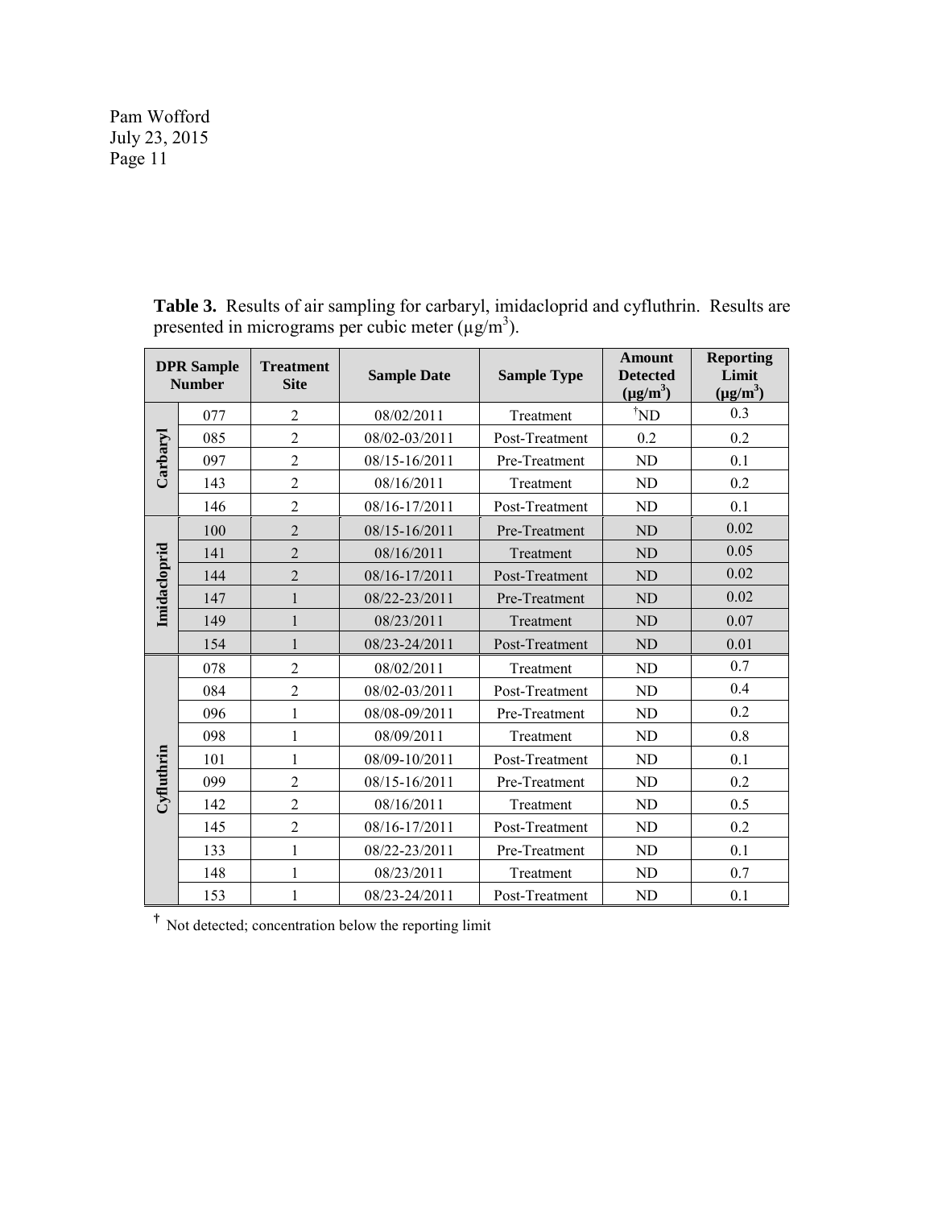**Table 3.** Results of air sampling for carbaryl, imidacloprid and cyfluthrin. Results are presented in micrograms per cubic meter (μg/m$^3$).

| DPR Sample Number | | Treatment Site | Sample Date | Sample Type | Amount Detected (μg/m$^3$) | Reporting Limit (μg/m$^3$) |
|---|---|---|---|---|---|---|
| Carbaryl | 077 | 2 | 08/02/2011 | Treatment | †ND | 0.3 |
| | 085 | 2 | 08/02-03/2011 | Post-Treatment | 0.2 | 0.2 |
| | 097 | 2 | 08/15-16/2011 | Pre-Treatment | ND | 0.1 |
| | 143 | 2 | 08/16/2011 | Treatment | ND | 0.2 |
| | 146 | 2 | 08/16-17/2011 | Post-Treatment | ND | 0.1 |
| Imidacloprid | 100 | 2 | 08/15-16/2011 | Pre-Treatment | ND | 0.02 |
| | 141 | 2 | 08/16/2011 | Treatment | ND | 0.05 |
| | 144 | 2 | 08/16-17/2011 | Post-Treatment | ND | 0.02 |
| | 147 | 1 | 08/22-23/2011 | Pre-Treatment | ND | 0.02 |
| | 149 | 1 | 08/23/2011 | Treatment | ND | 0.07 |
| | 154 | 1 | 08/23-24/2011 | Post-Treatment | ND | 0.01 |
| Cyfluthrin | 078 | 2 | 08/02/2011 | Treatment | ND | 0.7 |
| | 084 | 2 | 08/02-03/2011 | Post-Treatment | ND | 0.4 |
| | 096 | 1 | 08/08-09/2011 | Pre-Treatment | ND | 0.2 |
| | 098 | 1 | 08/09/2011 | Treatment | ND | 0.8 |
| | 101 | 1 | 08/09-10/2011 | Post-Treatment | ND | 0.1 |
| | 099 | 2 | 08/15-16/2011 | Pre-Treatment | ND | 0.2 |
| | 142 | 2 | 08/16/2011 | Treatment | ND | 0.5 |
| | 145 | 2 | 08/16-17/2011 | Post-Treatment | ND | 0.2 |
| | 133 | 1 | 08/22-23/2011 | Pre-Treatment | ND | 0.1 |
| | 148 | 1 | 08/23/2011 | Treatment | ND | 0.7 |
| | 153 | 1 | 08/23-24/2011 | Post-Treatment | ND | 0.1 |

† Not detected; concentration below the reporting limit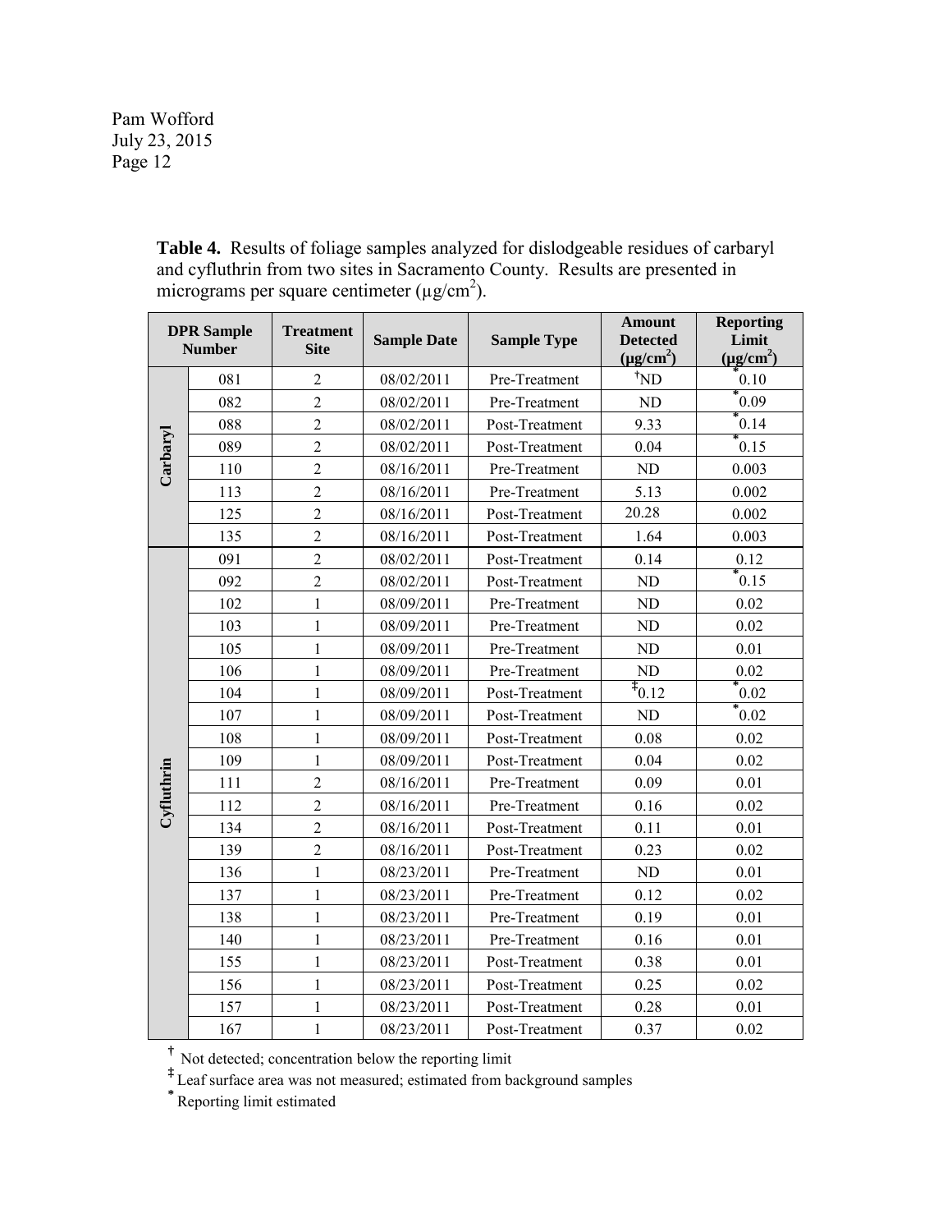**Table 4.** Results of foliage samples analyzed for dislodgeable residues of carbaryl and cyfluthrin from two sites in Sacramento County. Results are presented in micrograms per square centimeter (µg/cm$^2$).

| DPR Sample Number | | Treatment Site | Sample Date | Sample Type | Amount Detected (µg/cm$^2$) | Reporting Limit (µg/cm$^2$) |
|---|---|---|---|---|---|---|
| Carbaryl | 081 | 2 | 08/02/2011 | Pre-Treatment | †ND | *0.10 |
| | 082 | 2 | 08/02/2011 | Pre-Treatment | ND | *0.09 |
| | 088 | 2 | 08/02/2011 | Post-Treatment | 9.33 | *0.14 |
| | 089 | 2 | 08/02/2011 | Post-Treatment | 0.04 | *0.15 |
| | 110 | 2 | 08/16/2011 | Pre-Treatment | ND | 0.003 |
| | 113 | 2 | 08/16/2011 | Pre-Treatment | 5.13 | 0.002 |
| | 125 | 2 | 08/16/2011 | Post-Treatment | 20.28 | 0.002 |
| | 135 | 2 | 08/16/2011 | Post-Treatment | 1.64 | 0.003 |
| Cyfluthrin | 091 | 2 | 08/02/2011 | Post-Treatment | 0.14 | 0.12 |
| | 092 | 2 | 08/02/2011 | Post-Treatment | ND | *0.15 |
| | 102 | 1 | 08/09/2011 | Pre-Treatment | ND | 0.02 |
| | 103 | 1 | 08/09/2011 | Pre-Treatment | ND | 0.02 |
| | 105 | 1 | 08/09/2011 | Pre-Treatment | ND | 0.01 |
| | 106 | 1 | 08/09/2011 | Pre-Treatment | ND | 0.02 |
| | 104 | 1 | 08/09/2011 | Post-Treatment | ‡0.12 | *0.02 |
| | 107 | 1 | 08/09/2011 | Post-Treatment | ND | *0.02 |
| | 108 | 1 | 08/09/2011 | Post-Treatment | 0.08 | 0.02 |
| | 109 | 1 | 08/09/2011 | Post-Treatment | 0.04 | 0.02 |
| | 111 | 2 | 08/16/2011 | Pre-Treatment | 0.09 | 0.01 |
| | 112 | 2 | 08/16/2011 | Pre-Treatment | 0.16 | 0.02 |
| | 134 | 2 | 08/16/2011 | Post-Treatment | 0.11 | 0.01 |
| | 139 | 2 | 08/16/2011 | Post-Treatment | 0.23 | 0.02 |
| | 136 | 1 | 08/23/2011 | Pre-Treatment | ND | 0.01 |
| | 137 | 1 | 08/23/2011 | Pre-Treatment | 0.12 | 0.02 |
| | 138 | 1 | 08/23/2011 | Pre-Treatment | 0.19 | 0.01 |
| | 140 | 1 | 08/23/2011 | Pre-Treatment | 0.16 | 0.01 |
| | 155 | 1 | 08/23/2011 | Post-Treatment | 0.38 | 0.01 |
| | 156 | 1 | 08/23/2011 | Post-Treatment | 0.25 | 0.02 |
| | 157 | 1 | 08/23/2011 | Post-Treatment | 0.28 | 0.01 |
| | 167 | 1 | 08/23/2011 | Post-Treatment | 0.37 | 0.02 |

† Not detected; concentration below the reporting limit

‡ Leaf surface area was not measured; estimated from background samples

* Reporting limit estimated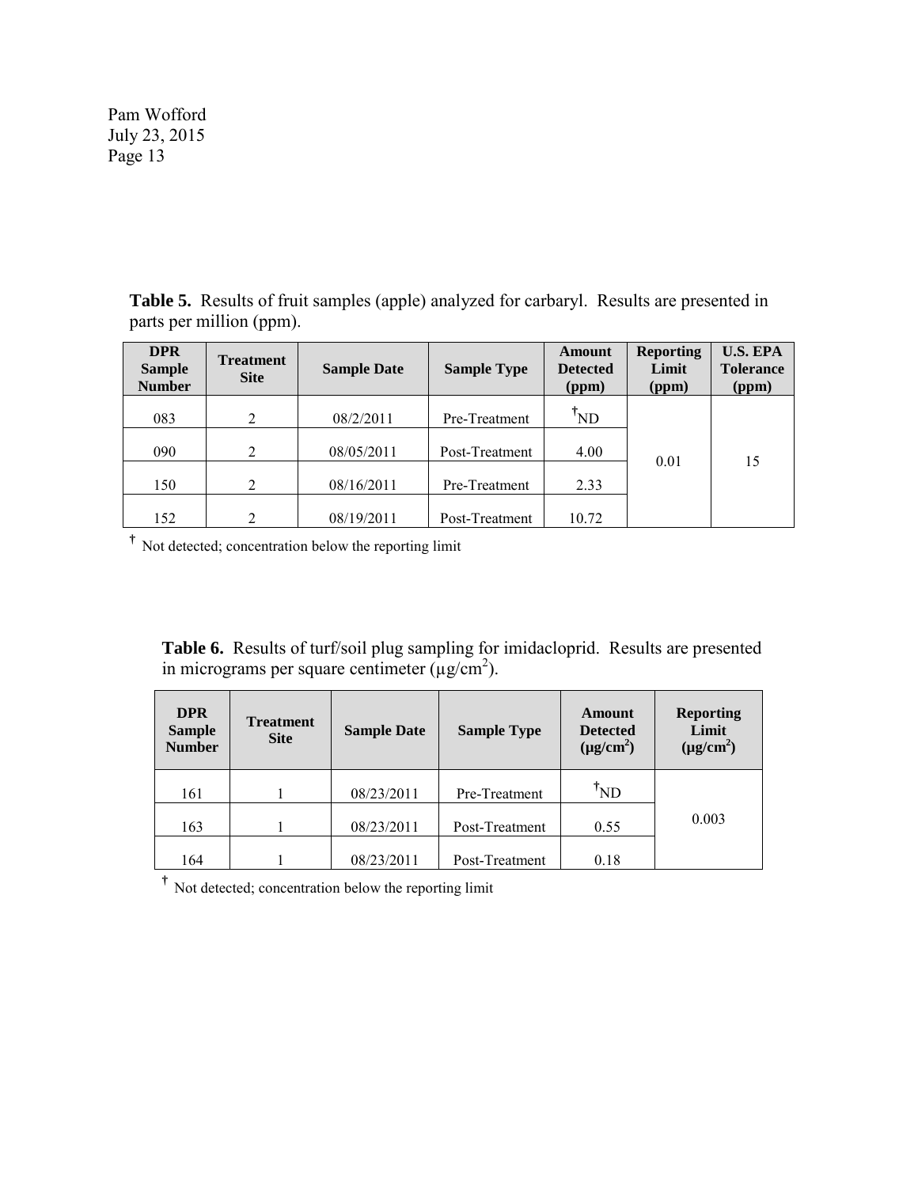**Table 5.** Results of fruit samples (apple) analyzed for carbaryl. Results are presented in parts per million (ppm).

| DPR Sample Number | Treatment Site | Sample Date | Sample Type | Amount Detected (ppm) | Reporting Limit (ppm) | U.S. EPA Tolerance (ppm) |
|---|---|---|---|---|---|---|
| 083 | 2 | 08/2/2011 | Pre-Treatment | †ND | 0.01 | 15 |
| 090 | 2 | 08/05/2011 | Post-Treatment | 4.00 | | |
| 150 | 2 | 08/16/2011 | Pre-Treatment | 2.33 | | |
| 152 | 2 | 08/19/2011 | Post-Treatment | 10.72 | | |

† Not detected; concentration below the reporting limit

**Table 6.** Results of turf/soil plug sampling for imidacloprid. Results are presented in micrograms per square centimeter (µg/cm$^2$).

| DPR Sample Number | Treatment Site | Sample Date | Sample Type | Amount Detected (µg/cm$^2$) | Reporting Limit (µg/cm$^2$) |
|---|---|---|---|---|---|
| 161 | 1 | 08/23/2011 | Pre-Treatment | †ND | 0.003 |
| 163 | 1 | 08/23/2011 | Post-Treatment | 0.55 | |
| 164 | 1 | 08/23/2011 | Post-Treatment | 0.18 | |

† Not detected; concentration below the reporting limit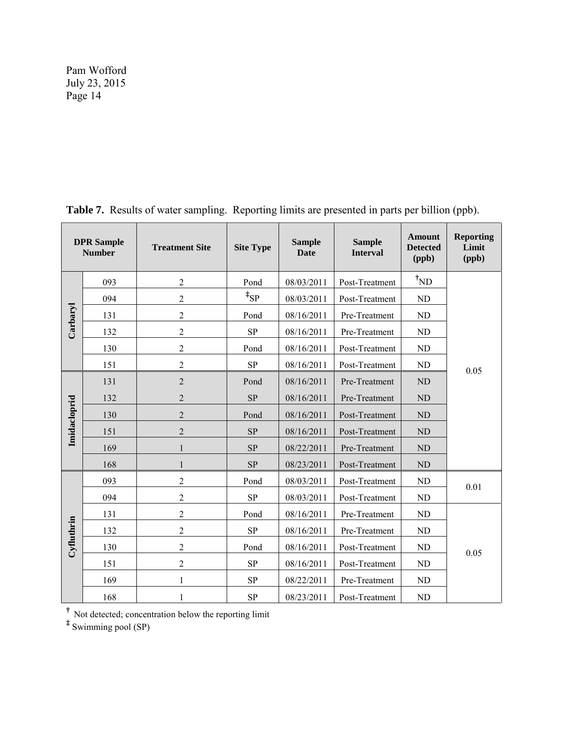**Table 7.** Results of water sampling. Reporting limits are presented in parts per billion (ppb).

| | DPR Sample Number | Treatment Site | Site Type | Sample Date | Sample Interval | Amount Detected (ppb) | Reporting Limit (ppb) |
|---|---|---|---|---|---|---|---|
| Carbaryl | 093 | 2 | Pond | 08/03/2011 | Post-Treatment | †ND | 0.05 |
| | 094 | 2 | ‡SP | 08/03/2011 | Post-Treatment | ND | |
| | 131 | 2 | Pond | 08/16/2011 | Pre-Treatment | ND | |
| | 132 | 2 | SP | 08/16/2011 | Pre-Treatment | ND | |
| | 130 | 2 | Pond | 08/16/2011 | Post-Treatment | ND | |
| | 151 | 2 | SP | 08/16/2011 | Post-Treatment | ND | |
| Imidacloprid | 131 | 2 | Pond | 08/16/2011 | Pre-Treatment | ND | |
| | 132 | 2 | SP | 08/16/2011 | Pre-Treatment | ND | |
| | 130 | 2 | Pond | 08/16/2011 | Post-Treatment | ND | |
| | 151 | 2 | SP | 08/16/2011 | Post-Treatment | ND | |
| | 169 | 1 | SP | 08/22/2011 | Pre-Treatment | ND | |
| | 168 | 1 | SP | 08/23/2011 | Post-Treatment | ND | |
| Cyfluthrin | 093 | 2 | Pond | 08/03/2011 | Post-Treatment | ND | 0.01 |
| | 094 | 2 | SP | 08/03/2011 | Post-Treatment | ND | |
| | 131 | 2 | Pond | 08/16/2011 | Pre-Treatment | ND | 0.05 |
| | 132 | 2 | SP | 08/16/2011 | Pre-Treatment | ND | |
| | 130 | 2 | Pond | 08/16/2011 | Post-Treatment | ND | |
| | 151 | 2 | SP | 08/16/2011 | Post-Treatment | ND | |
| | 169 | 1 | SP | 08/22/2011 | Pre-Treatment | ND | |
| | 168 | 1 | SP | 08/23/2011 | Post-Treatment | ND | |

† Not detected; concentration below the reporting limit

‡ Swimming pool (SP)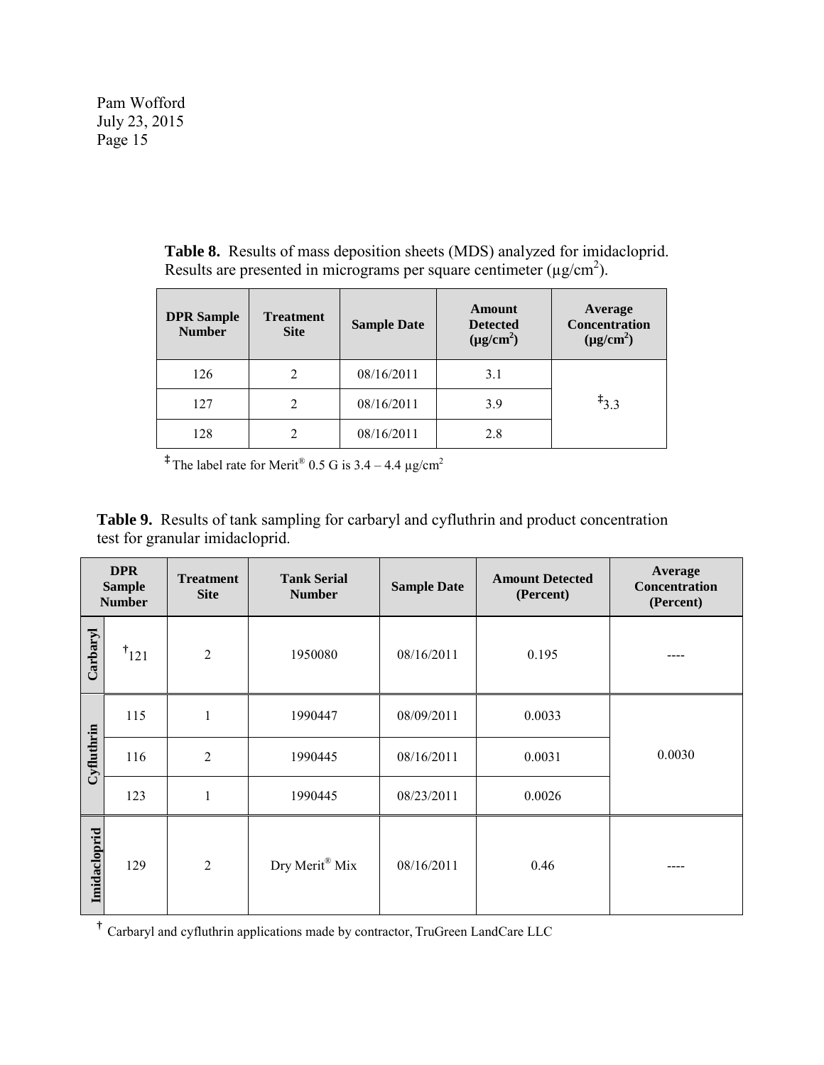**Table 8.** Results of mass deposition sheets (MDS) analyzed for imidacloprid. Results are presented in micrograms per square centimeter ($\mu g/cm^2$).

| DPR Sample Number | Treatment Site | Sample Date | Amount Detected ($\mu g/cm^2$) | Average Concentration ($\mu g/cm^2$) |
|---|---|---|---|---|
| 126 | 2 | 08/16/2011 | 3.1 | ‡3.3 |
| 127 | 2 | 08/16/2011 | 3.9 | |
| 128 | 2 | 08/16/2011 | 2.8 | |

‡ The label rate for Merit® 0.5 G is 3.4 – 4.4 $\mu g/cm^2$

**Table 9.** Results of tank sampling for carbaryl and cyfluthrin and product concentration test for granular imidacloprid.

| | DPR Sample Number | Treatment Site | Tank Serial Number | Sample Date | Amount Detected (Percent) | Average Concentration (Percent) |
|---|---|---|---|---|---|---|
| Carbaryl | †121 | 2 | 1950080 | 08/16/2011 | 0.195 | ---- |
| Cyfluthrin | 115 | 1 | 1990447 | 08/09/2011 | 0.0033 | 0.0030 |
| | 116 | 2 | 1990445 | 08/16/2011 | 0.0031 | |
| | 123 | 1 | 1990445 | 08/23/2011 | 0.0026 | |
| Imidacloprid | 129 | 2 | Dry Merit® Mix | 08/16/2011 | 0.46 | ---- |

† Carbaryl and cyfluthrin applications made by contractor, TruGreen LandCare LLC